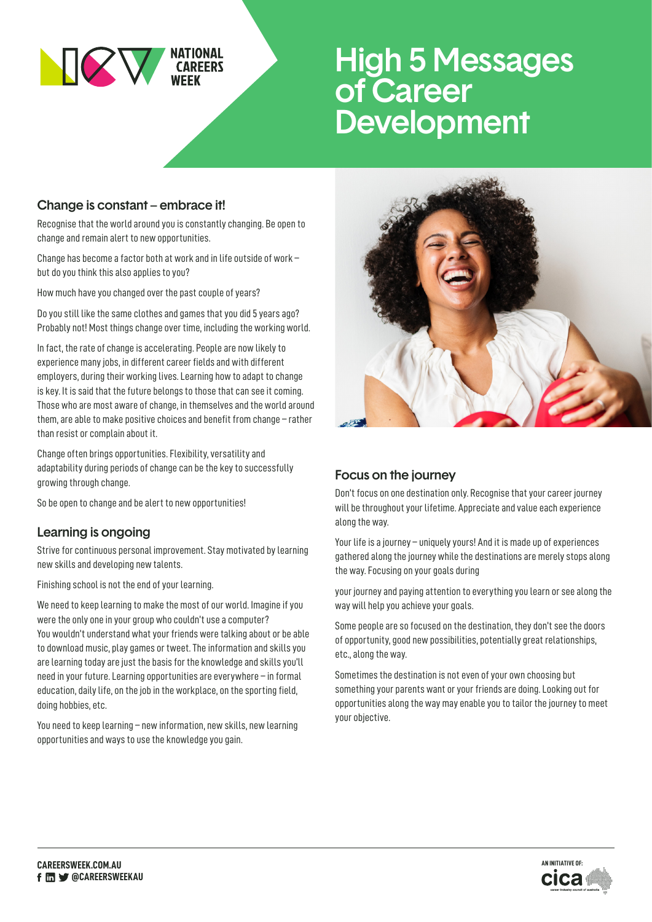NATIONAL CAREERS WEEK

# High 5 Messages of Career Development

## Change is constant – embrace it!

Recognise that the world around you is constantly changing. Be open to change and remain alert to new opportunities.

Change has become a factor both at work and in life outside of work – but do you think this also applies to you?

How much have you changed over the past couple of years?

Do you still like the same clothes and games that you did 5 years ago? Probably not! Most things change over time, including the working world.

In fact, the rate of change is accelerating. People are now likely to experience many jobs, in different career fields and with different employers, during their working lives. Learning how to adapt to change is key. It is said that the future belongs to those that can see it coming. Those who are most aware of change, in themselves and the world around them, are able to make positive choices and benefit from change – rather than resist or complain about it.

Change often brings opportunities. Flexibility, versatility and adaptability during periods of change can be the key to successfully growing through change.

So be open to change and be alert to new opportunities!

## Learning is ongoing

Strive for continuous personal improvement. Stay motivated by learning new skills and developing new talents.

Finishing school is not the end of your learning.

We need to keep learning to make the most of our world. Imagine if you were the only one in your group who couldn't use a computer? You wouldn't understand what your friends were talking about or be able to download music, play games or tweet. The information and skills you are learning today are just the basis for the knowledge and skills you'll need in your future. Learning opportunities are everywhere – in formal education, daily life, on the job in the workplace, on the sporting field, doing hobbies, etc.

You need to keep learning – new information, new skills, new learning opportunities and ways to use the knowledge you gain.

## Focus on the journey

Don't focus on one destination only. Recognise that your career journey will be throughout your lifetime. Appreciate and value each experience along the way.

Your life is a journey – uniquely yours! And it is made up of experiences gathered along the journey while the destinations are merely stops along the way. Focusing on your goals during

your journey and paying attention to everything you learn or see along the way will help you achieve your goals.

Some people are so focused on the destination, they don't see the doors of opportunity, good new possibilities, potentially great relationships, etc., along the way.

Sometimes the destination is not even of your own choosing but something your parents want or your friends are doing. Looking out for opportunities along the way may enable you to tailor the journey to meet your objective.

CAREERSWEEK.COM.AU
@CAREERSWEEKAU

AN INITIATIVE OF: cica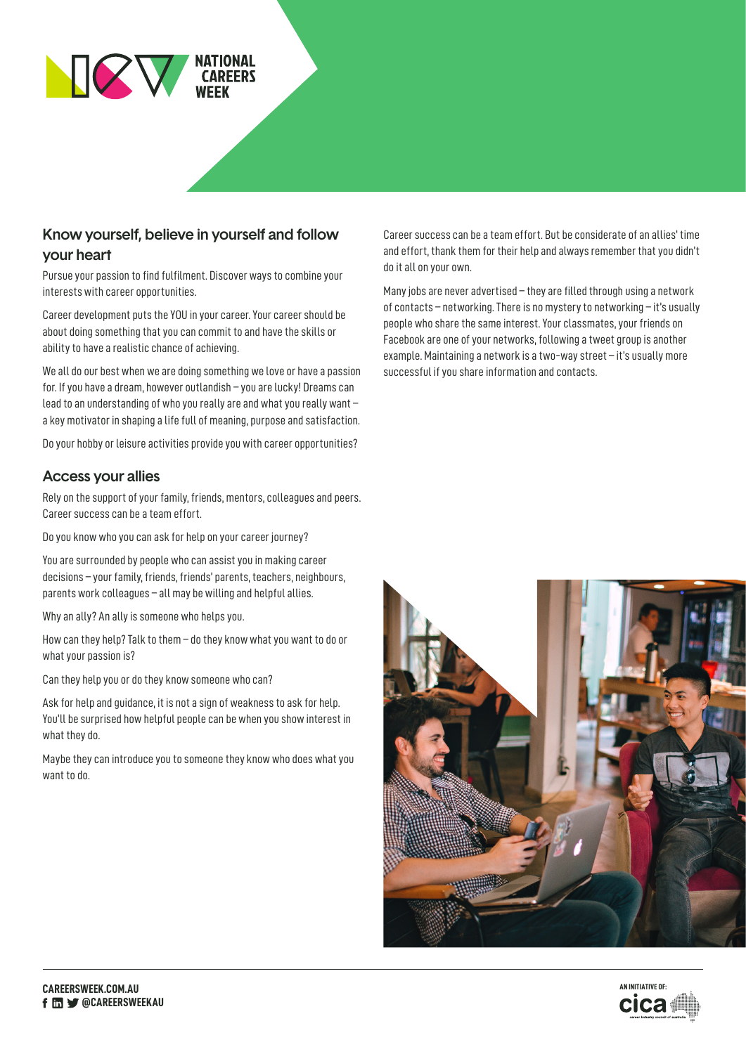## Know yourself, believe in yourself and follow your heart

Pursue your passion to find fulfilment. Discover ways to combine your interests with career opportunities.

Career development puts the YOU in your career. Your career should be about doing something that you can commit to and have the skills or ability to have a realistic chance of achieving.

We all do our best when we are doing something we love or have a passion for. If you have a dream, however outlandish – you are lucky! Dreams can lead to an understanding of who you really are and what you really want – a key motivator in shaping a life full of meaning, purpose and satisfaction.

Do your hobby or leisure activities provide you with career opportunities?

## Access your allies

Rely on the support of your family, friends, mentors, colleagues and peers. Career success can be a team effort.

Do you know who you can ask for help on your career journey?

You are surrounded by people who can assist you in making career decisions – your family, friends, friends' parents, teachers, neighbours, parents work colleagues – all may be willing and helpful allies.

Why an ally? An ally is someone who helps you.

How can they help? Talk to them – do they know what you want to do or what your passion is?

Can they help you or do they know someone who can?

Ask for help and guidance, it is not a sign of weakness to ask for help. You'll be surprised how helpful people can be when you show interest in what they do.

Maybe they can introduce you to someone they know who does what you want to do.

Career success can be a team effort. But be considerate of an allies' time and effort, thank them for their help and always remember that you didn't do it all on your own.

Many jobs are never advertised – they are filled through using a network of contacts – networking. There is no mystery to networking – it's usually people who share the same interest. Your classmates, your friends on Facebook are one of your networks, following a tweet group is another example. Maintaining a network is a two-way street – it's usually more successful if you share information and contacts.